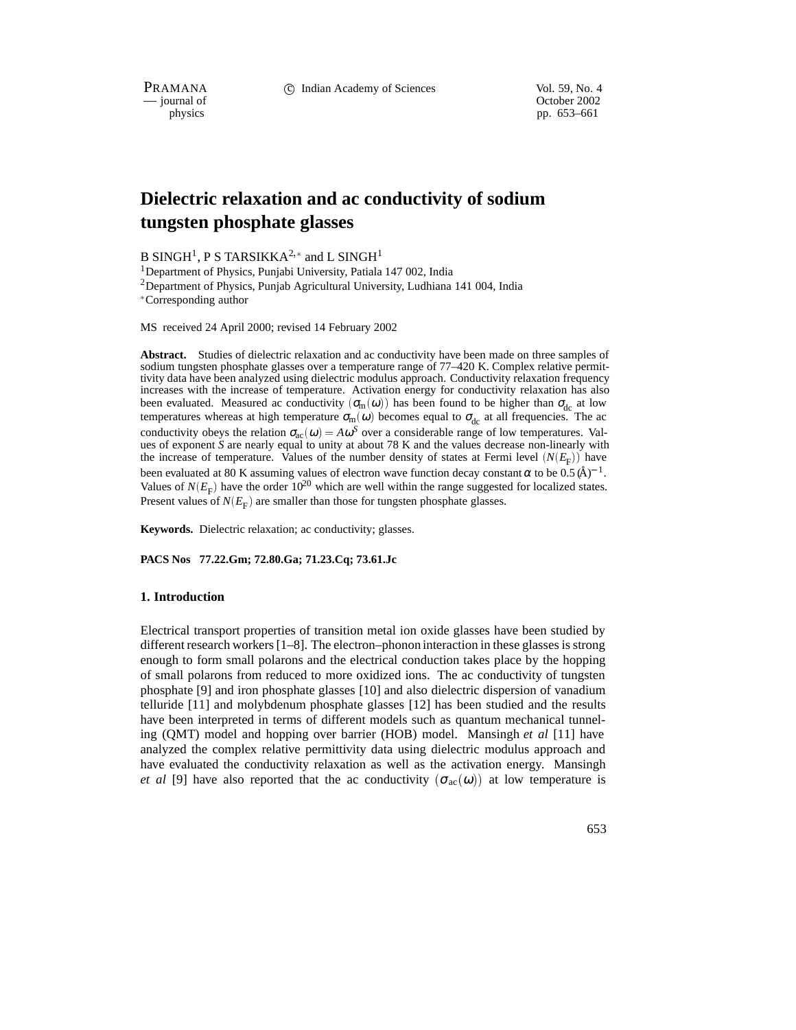# Dielectric relaxation and ac conductivity of sodium tungsten phosphate glasses

B SINGH[1], P S TARSIKKA[2,*] and L SINGH[1]

[1]Department of Physics, Punjabi University, Patiala 147 002, India

[2]Department of Physics, Punjab Agricultural University, Ludhiana 141 004, India

[*]Corresponding author

MS received 24 April 2000; revised 14 February 2002

**Abstract.** Studies of dielectric relaxation and ac conductivity have been made on three samples of sodium tungsten phosphate glasses over a temperature range of 77–420 K. Complex relative permittivity data have been analyzed using dielectric modulus approach. Conductivity relaxation frequency increases with the increase of temperature. Activation energy for conductivity relaxation has also been evaluated. Measured ac conductivity $(\sigma_m(\omega))$ has been found to be higher than $\sigma_{dc}$ at low temperatures whereas at high temperature $\sigma_m(\omega)$ becomes equal to $\sigma_{dc}$ at all frequencies. The ac conductivity obeys the relation $\sigma_{ac}(\omega) = A\omega^S$ over a considerable range of low temperatures. Values of exponent $S$ are nearly equal to unity at about 78 K and the values decrease non-linearly with the increase of temperature. Values of the number density of states at Fermi level $(N(E_F))$ have been evaluated at 80 K assuming values of electron wave function decay constant $\alpha$ to be $0.5\,(\text{Å})^{-1}$. Values of $N(E_F)$ have the order $10^{20}$ which are well within the range suggested for localized states. Present values of $N(E_F)$ are smaller than those for tungsten phosphate glasses.

**Keywords.** Dielectric relaxation; ac conductivity; glasses.

**PACS Nos 77.22.Gm; 72.80.Ga; 71.23.Cq; 73.61.Jc**

## 1. Introduction

Electrical transport properties of transition metal ion oxide glasses have been studied by different research workers [1–8]. The electron–phonon interaction in these glasses is strong enough to form small polarons and the electrical conduction takes place by the hopping of small polarons from reduced to more oxidized ions. The ac conductivity of tungsten phosphate [9] and iron phosphate glasses [10] and also dielectric dispersion of vanadium telluride [11] and molybdenum phosphate glasses [12] has been studied and the results have been interpreted in terms of different models such as quantum mechanical tunneling (QMT) model and hopping over barrier (HOB) model. Mansingh *et al* [11] have analyzed the complex relative permittivity data using dielectric modulus approach and have evaluated the conductivity relaxation as well as the activation energy. Mansingh *et al* [9] have also reported that the ac conductivity $(\sigma_{ac}(\omega))$ at low temperature is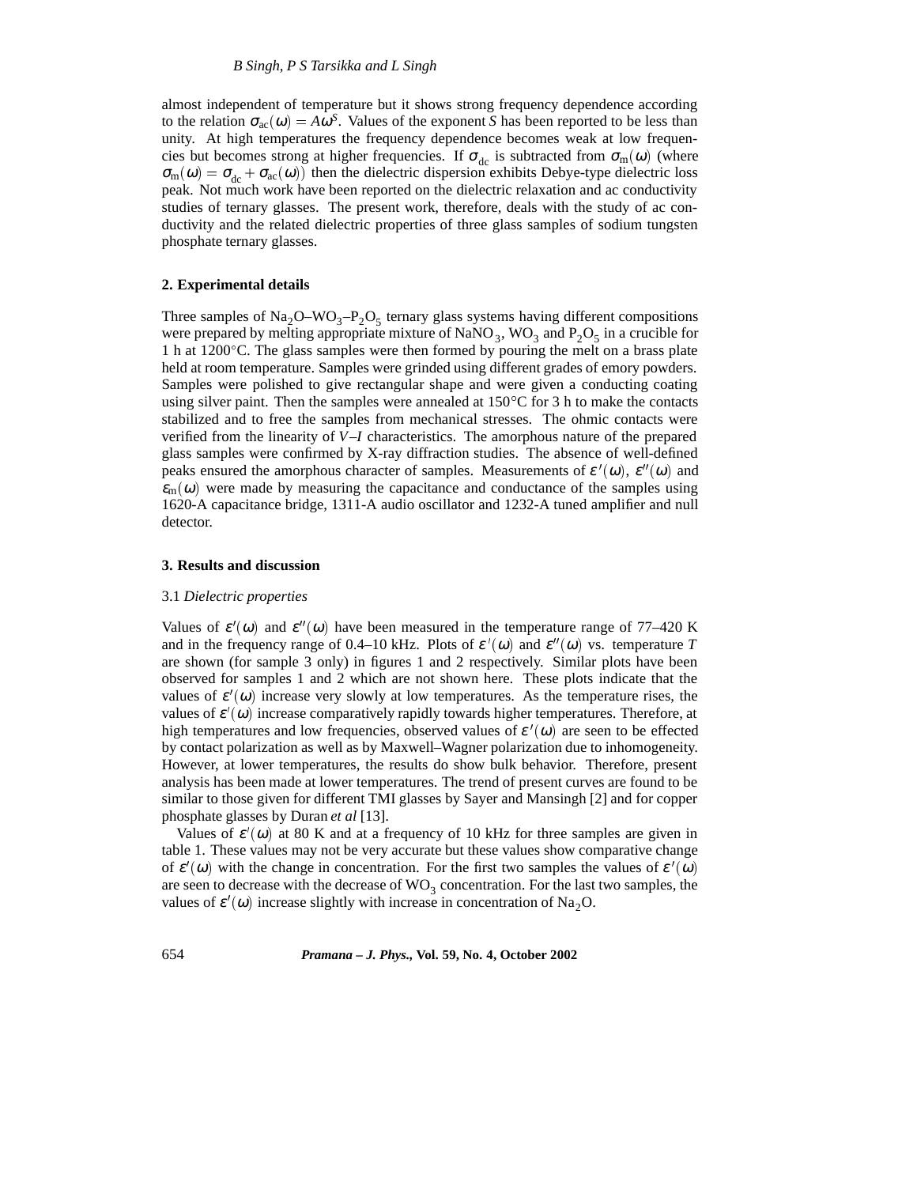almost independent of temperature but it shows strong frequency dependence according to the relation $\sigma_{ac}(\omega) = A\omega^S$. Values of the exponent $S$ has been reported to be less than unity. At high temperatures the frequency dependence becomes weak at low frequencies but becomes strong at higher frequencies. If $\sigma_{dc}$ is subtracted from $\sigma_m(\omega)$ (where $\sigma_m(\omega) = \sigma_{dc} + \sigma_{ac}(\omega)$) then the dielectric dispersion exhibits Debye-type dielectric loss peak. Not much work have been reported on the dielectric relaxation and ac conductivity studies of ternary glasses. The present work, therefore, deals with the study of ac conductivity and the related dielectric properties of three glass samples of sodium tungsten phosphate ternary glasses.

## 2. Experimental details

Three samples of $Na_2O$–$WO_3$–$P_2O_5$ ternary glass systems having different compositions were prepared by melting appropriate mixture of $NaNO_3$, $WO_3$ and $P_2O_5$ in a crucible for 1 h at 1200°C. The glass samples were then formed by pouring the melt on a brass plate held at room temperature. Samples were grinded using different grades of emory powders. Samples were polished to give rectangular shape and were given a conducting coating using silver paint. Then the samples were annealed at 150°C for 3 h to make the contacts stabilized and to free the samples from mechanical stresses. The ohmic contacts were verified from the linearity of $V$–$I$ characteristics. The amorphous nature of the prepared glass samples were confirmed by X-ray diffraction studies. The absence of well-defined peaks ensured the amorphous character of samples. Measurements of $\varepsilon'(\omega)$, $\varepsilon''(\omega)$ and $\varepsilon_m(\omega)$ were made by measuring the capacitance and conductance of the samples using 1620-A capacitance bridge, 1311-A audio oscillator and 1232-A tuned amplifier and null detector.

## 3. Results and discussion

### 3.1 *Dielectric properties*

Values of $\varepsilon'(\omega)$ and $\varepsilon''(\omega)$ have been measured in the temperature range of 77–420 K and in the frequency range of 0.4–10 kHz. Plots of $\varepsilon'(\omega)$ and $\varepsilon''(\omega)$ vs. temperature $T$ are shown (for sample 3 only) in figures 1 and 2 respectively. Similar plots have been observed for samples 1 and 2 which are not shown here. These plots indicate that the values of $\varepsilon'(\omega)$ increase very slowly at low temperatures. As the temperature rises, the values of $\varepsilon'(\omega)$ increase comparatively rapidly towards higher temperatures. Therefore, at high temperatures and low frequencies, observed values of $\varepsilon'(\omega)$ are seen to be effected by contact polarization as well as by Maxwell–Wagner polarization due to inhomogeneity. However, at lower temperatures, the results do show bulk behavior. Therefore, present analysis has been made at lower temperatures. The trend of present curves are found to be similar to those given for different TMI glasses by Sayer and Mansingh [2] and for copper phosphate glasses by Duran *et al* [13].

Values of $\varepsilon'(\omega)$ at 80 K and at a frequency of 10 kHz for three samples are given in table 1. These values may not be very accurate but these values show comparative change of $\varepsilon'(\omega)$ with the change in concentration. For the first two samples the values of $\varepsilon'(\omega)$ are seen to decrease with the decrease of $WO_3$ concentration. For the last two samples, the values of $\varepsilon'(\omega)$ increase slightly with increase in concentration of $Na_2O$.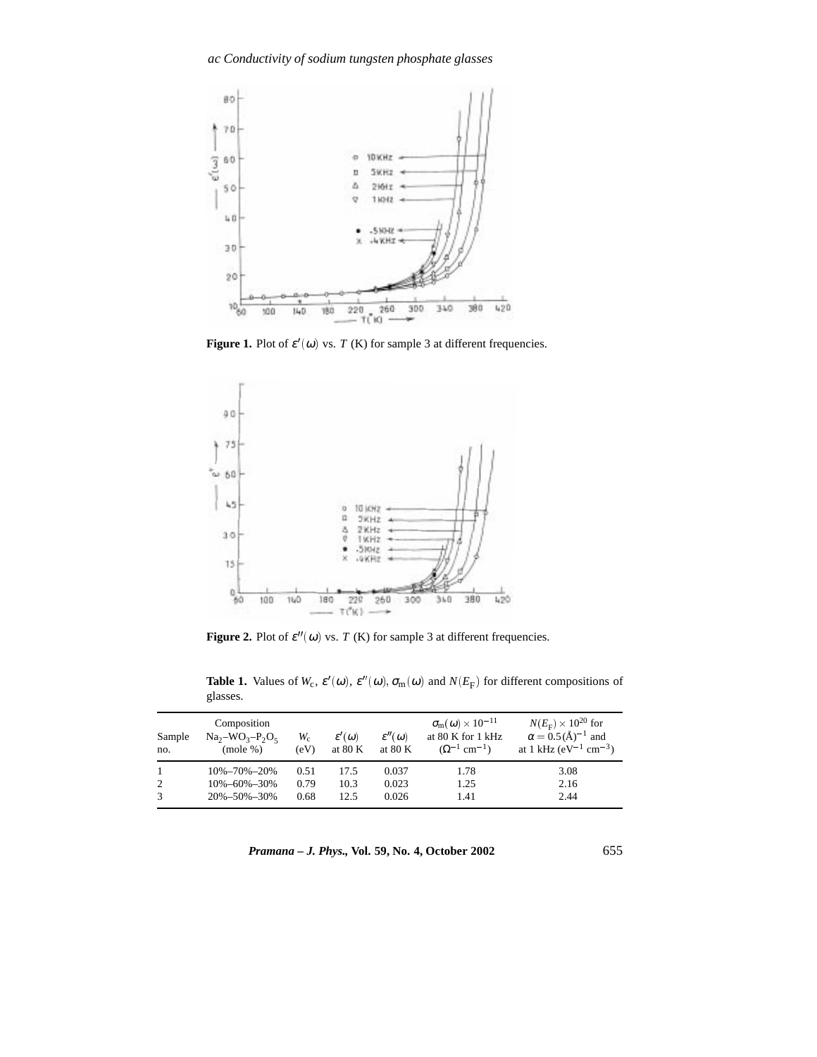**Figure 1.** Plot of $\varepsilon'(\omega)$ vs. $T$ (K) for sample 3 at different frequencies.

**Figure 2.** Plot of $\varepsilon''(\omega)$ vs. $T$ (K) for sample 3 at different frequencies.

**Table 1.** Values of $W_c$, $\varepsilon'(\omega)$, $\varepsilon''(\omega)$, $\sigma_m(\omega)$ and $N(E_F)$ for different compositions of glasses.

| Sample no. | Composition $Na_2$–$WO_3$–$P_2O_5$ (mole %) | $W_c$ (eV) | $\varepsilon'(\omega)$ at 80 K | $\varepsilon''(\omega)$ at 80 K | $\sigma_m(\omega) \times 10^{-11}$ at 80 K for 1 kHz ($\Omega^{-1}$ cm$^{-1}$) | $N(E_F) \times 10^{20}$ for $\alpha = 0.5(\text{Å})^{-1}$ and at 1 kHz (eV$^{-1}$ cm$^{-3}$) |
|---|---|---|---|---|---|---|
| 1 | 10%–70%–20% | 0.51 | 17.5 | 0.037 | 1.78 | 3.08 |
| 2 | 10%–60%–30% | 0.79 | 10.3 | 0.023 | 1.25 | 2.16 |
| 3 | 20%–50%–30% | 0.68 | 12.5 | 0.026 | 1.41 | 2.44 |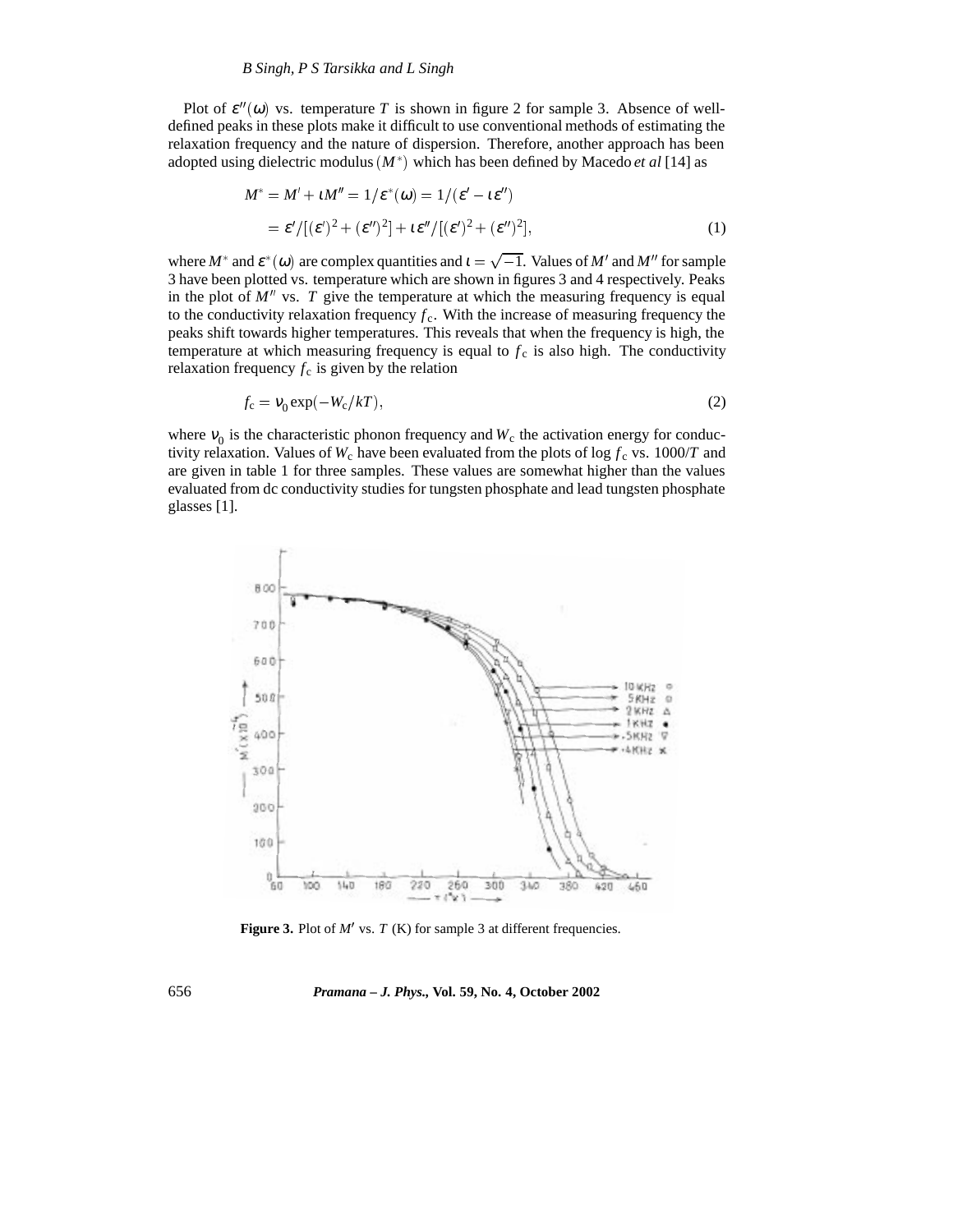Plot of $\varepsilon''(\omega)$ vs. temperature $T$ is shown in figure 2 for sample 3. Absence of well-defined peaks in these plots make it difficult to use conventional methods of estimating the relaxation frequency and the nature of dispersion. Therefore, another approach has been adopted using dielectric modulus $(M^*)$ which has been defined by Macedo *et al* [14] as

$$
\begin{aligned}
M^* &= M' + \iota M'' = 1/\varepsilon^*(\omega) = 1/(\varepsilon' - \iota\varepsilon'') \\
&= \varepsilon'/[(\varepsilon')^2 + (\varepsilon'')^2] + \iota\varepsilon''/[(\varepsilon')^2 + (\varepsilon'')^2],
\end{aligned}
\tag{1}
$$

where $M^*$ and $\varepsilon^*(\omega)$ are complex quantities and $\iota = \sqrt{-1}$. Values of $M'$ and $M''$ for sample 3 have been plotted vs. temperature which are shown in figures 3 and 4 respectively. Peaks in the plot of $M''$ vs. $T$ give the temperature at which the measuring frequency is equal to the conductivity relaxation frequency $f_c$. With the increase of measuring frequency the peaks shift towards higher temperatures. This reveals that when the frequency is high, the temperature at which measuring frequency is equal to $f_c$ is also high. The conductivity relaxation frequency $f_c$ is given by the relation

$$
f_c = \nu_0 \exp(-W_c/kT),
\tag{2}
$$

where $\nu_0$ is the characteristic phonon frequency and $W_c$ the activation energy for conductivity relaxation. Values of $W_c$ have been evaluated from the plots of $\log f_c$ vs. $1000/T$ and are given in table 1 for three samples. These values are somewhat higher than the values evaluated from dc conductivity studies for tungsten phosphate and lead tungsten phosphate glasses [1].

**Figure 3.** Plot of $M'$ vs. $T$ (K) for sample 3 at different frequencies.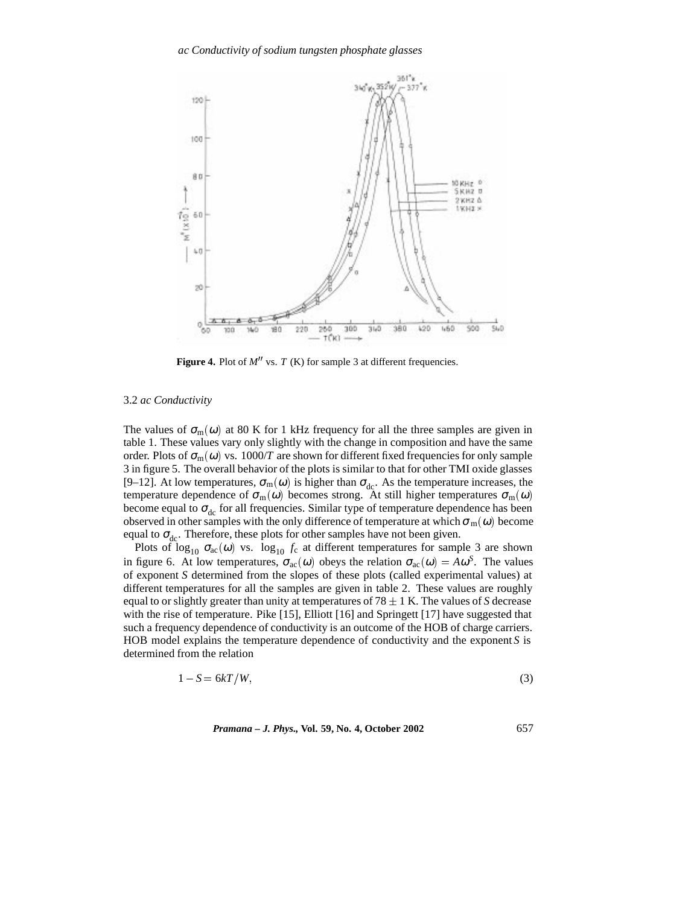**Figure 4.** Plot of $M''$ vs. $T$ (K) for sample 3 at different frequencies.

### 3.2 *ac Conductivity*

The values of $\sigma_m(\omega)$ at 80 K for 1 kHz frequency for all the three samples are given in table 1. These values vary only slightly with the change in composition and have the same order. Plots of $\sigma_m(\omega)$ vs. 1000/$T$ are shown for different fixed frequencies for only sample 3 in figure 5. The overall behavior of the plots is similar to that for other TMI oxide glasses [9–12]. At low temperatures, $\sigma_m(\omega)$ is higher than $\sigma_{dc}$. As the temperature increases, the temperature dependence of $\sigma_m(\omega)$ becomes strong. At still higher temperatures $\sigma_m(\omega)$ become equal to $\sigma_{dc}$ for all frequencies. Similar type of temperature dependence has been observed in other samples with the only difference of temperature at which $\sigma_m(\omega)$ become equal to $\sigma_{dc}$. Therefore, these plots for other samples have not been given.

Plots of $\log_{10}\,\sigma_{ac}(\omega)$ vs. $\log_{10}\,f_c$ at different temperatures for sample 3 are shown in figure 6. At low temperatures, $\sigma_{ac}(\omega)$ obeys the relation $\sigma_{ac}(\omega) = A\omega^S$. The values of exponent $S$ determined from the slopes of these plots (called experimental values) at different temperatures for all the samples are given in table 2. These values are roughly equal to or slightly greater than unity at temperatures of $78 \pm 1$ K. The values of $S$ decrease with the rise of temperature. Pike [15], Elliott [16] and Springett [17] have suggested that such a frequency dependence of conductivity is an outcome of the HOB of charge carriers. HOB model explains the temperature dependence of conductivity and the exponent $S$ is determined from the relation

$$1 - S = 6kT/W, \tag{3}$$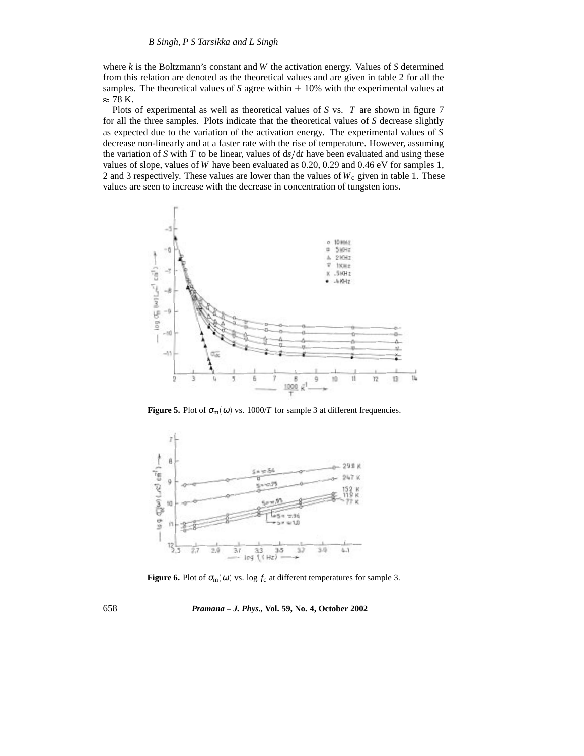where $k$ is the Boltzmann's constant and $W$ the activation energy. Values of $S$ determined from this relation are denoted as the theoretical values and are given in table 2 for all the samples. The theoretical values of $S$ agree within $\pm$ 10% with the experimental values at $\approx$ 78 K.

Plots of experimental as well as theoretical values of $S$ vs. $T$ are shown in figure 7 for all the three samples. Plots indicate that the theoretical values of $S$ decrease slightly as expected due to the variation of the activation energy. The experimental values of $S$ decrease non-linearly and at a faster rate with the rise of temperature. However, assuming the variation of $S$ with $T$ to be linear, values of $\mathrm{d}s/\mathrm{d}t$ have been evaluated and using these values of slope, values of $W$ have been evaluated as 0.20, 0.29 and 0.46 eV for samples 1, 2 and 3 respectively. These values are lower than the values of $W_c$ given in table 1. These values are seen to increase with the decrease in concentration of tungsten ions.

**Figure 5.** Plot of $\sigma_m(\omega)$ vs. 1000/$T$ for sample 3 at different frequencies.

**Figure 6.** Plot of $\sigma_m(\omega)$ vs. log $f_c$ at different temperatures for sample 3.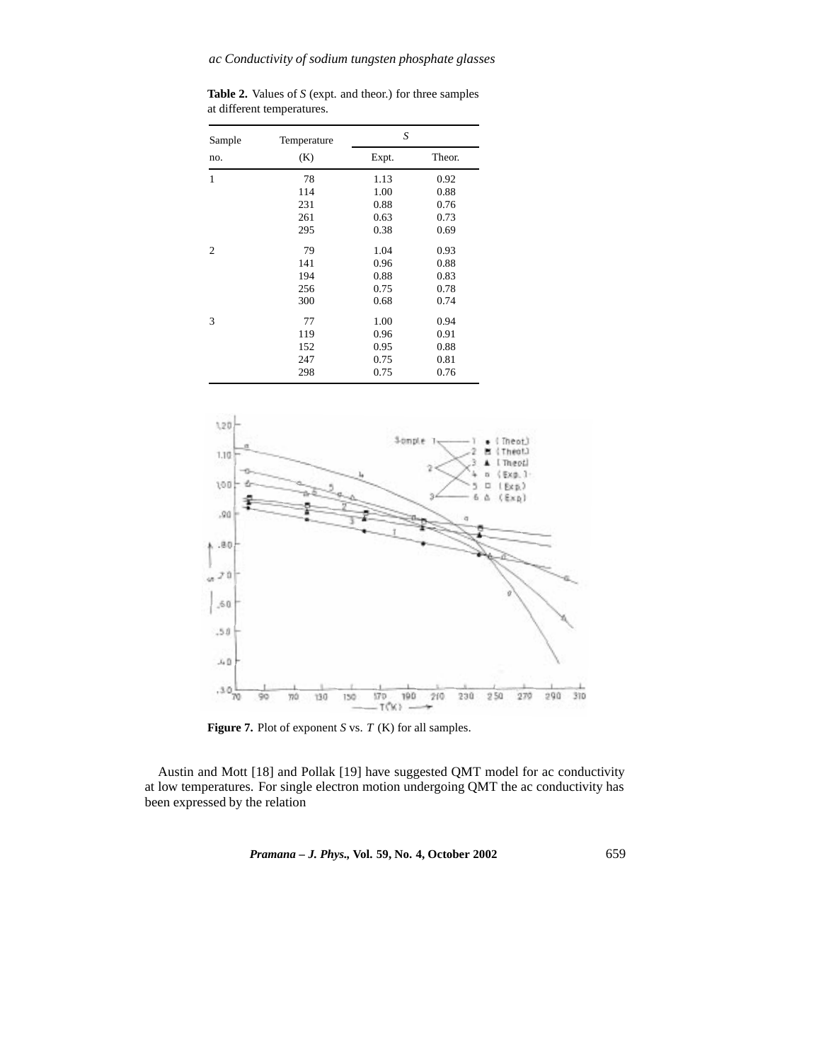**Table 2.** Values of $S$ (expt. and theor.) for three samples at different temperatures.

| Sample no. | Temperature (K) | $S$ | |
|---|---|---|---|
| | | Expt. | Theor. |
| 1 | 78 | 1.13 | 0.92 |
| | 114 | 1.00 | 0.88 |
| | 231 | 0.88 | 0.76 |
| | 261 | 0.63 | 0.73 |
| | 295 | 0.38 | 0.69 |
| 2 | 79 | 1.04 | 0.93 |
| | 141 | 0.96 | 0.88 |
| | 194 | 0.88 | 0.83 |
| | 256 | 0.75 | 0.78 |
| | 300 | 0.68 | 0.74 |
| 3 | 77 | 1.00 | 0.94 |
| | 119 | 0.96 | 0.91 |
| | 152 | 0.95 | 0.88 |
| | 247 | 0.75 | 0.81 |
| | 298 | 0.75 | 0.76 |

**Figure 7.** Plot of exponent $S$ vs. $T$ (K) for all samples.

Austin and Mott [18] and Pollak [19] have suggested QMT model for ac conductivity at low temperatures. For single electron motion undergoing QMT the ac conductivity has been expressed by the relation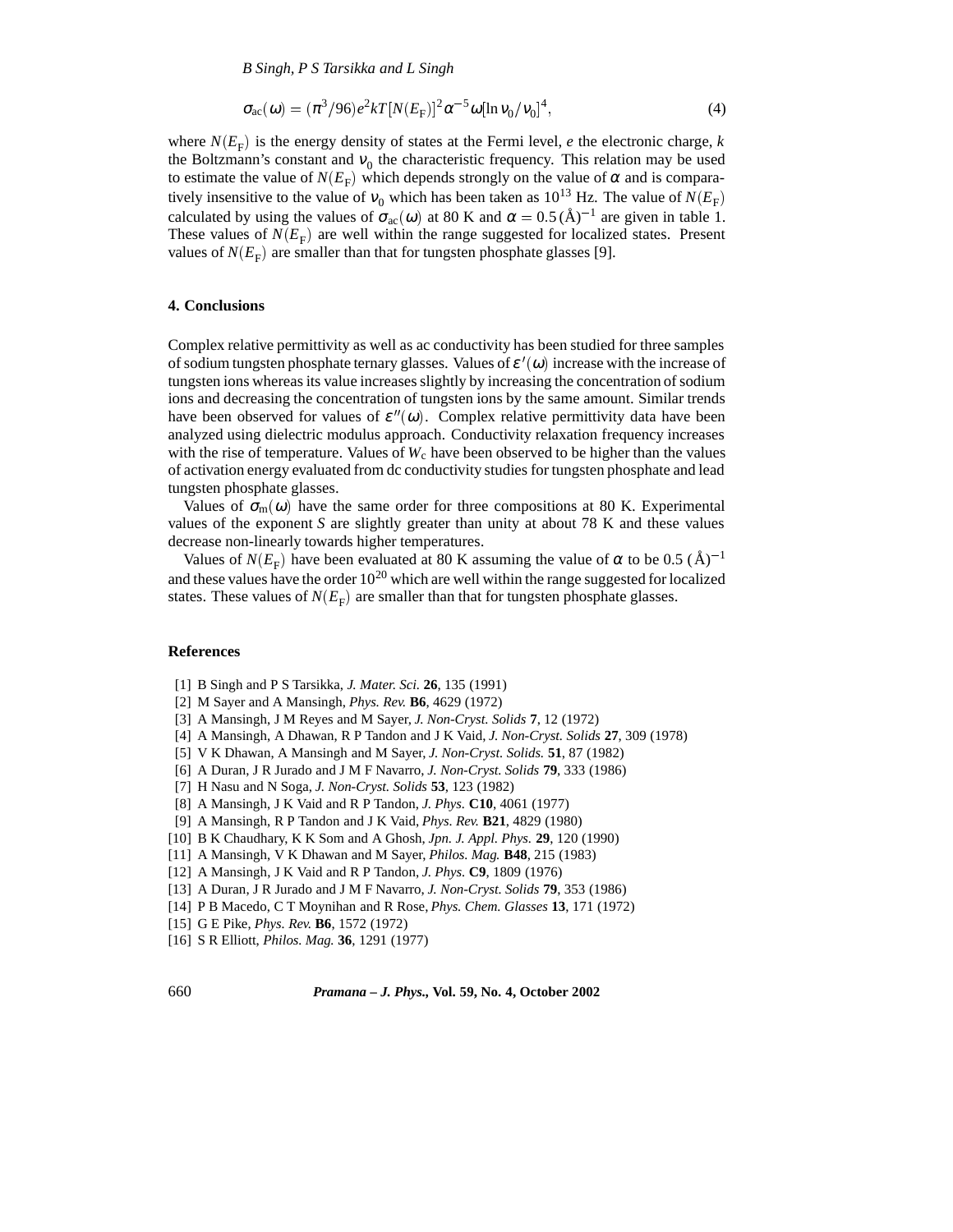$$\sigma_{\text{ac}}(\omega) = (\pi^3/96)e^2kT[N(E_{\text{F}})]^2\alpha^{-5}\omega[\ln \nu_0/\nu_0]^4, \tag{4}$$

where $N(E_{\text{F}})$ is the energy density of states at the Fermi level, $e$ the electronic charge, $k$ the Boltzmann's constant and $\nu_0$ the characteristic frequency. This relation may be used to estimate the value of $N(E_{\text{F}})$ which depends strongly on the value of $\alpha$ and is comparatively insensitive to the value of $\nu_0$ which has been taken as $10^{13}$ Hz. The value of $N(E_{\text{F}})$ calculated by using the values of $\sigma_{\text{ac}}(\omega)$ at 80 K and $\alpha = 0.5\,(\text{Å})^{-1}$ are given in table 1. These values of $N(E_{\text{F}})$ are well within the range suggested for localized states. Present values of $N(E_{\text{F}})$ are smaller than that for tungsten phosphate glasses [9].

## 4. Conclusions

Complex relative permittivity as well as ac conductivity has been studied for three samples of sodium tungsten phosphate ternary glasses. Values of $\varepsilon'(\omega)$ increase with the increase of tungsten ions whereas its value increases slightly by increasing the concentration of sodium ions and decreasing the concentration of tungsten ions by the same amount. Similar trends have been observed for values of $\varepsilon''(\omega)$. Complex relative permittivity data have been analyzed using dielectric modulus approach. Conductivity relaxation frequency increases with the rise of temperature. Values of $W_{\text{c}}$ have been observed to be higher than the values of activation energy evaluated from dc conductivity studies for tungsten phosphate and lead tungsten phosphate glasses.

Values of $\sigma_{\text{m}}(\omega)$ have the same order for three compositions at 80 K. Experimental values of the exponent $S$ are slightly greater than unity at about 78 K and these values decrease non-linearly towards higher temperatures.

Values of $N(E_{\text{F}})$ have been evaluated at 80 K assuming the value of $\alpha$ to be 0.5 $(\text{Å})^{-1}$ and these values have the order $10^{20}$ which are well within the range suggested for localized states. These values of $N(E_{\text{F}})$ are smaller than that for tungsten phosphate glasses.

## References

[1] B Singh and P S Tarsikka, *J. Mater. Sci.* **26**, 135 (1991)
[2] M Sayer and A Mansingh, *Phys. Rev.* **B6**, 4629 (1972)
[3] A Mansingh, J M Reyes and M Sayer, *J. Non-Cryst. Solids* **7**, 12 (1972)
[4] A Mansingh, A Dhawan, R P Tandon and J K Vaid, *J. Non-Cryst. Solids* **27**, 309 (1978)
[5] V K Dhawan, A Mansingh and M Sayer, *J. Non-Cryst. Solids.* **51**, 87 (1982)
[6] A Duran, J R Jurado and J M F Navarro, *J. Non-Cryst. Solids* **79**, 333 (1986)
[7] H Nasu and N Soga, *J. Non-Cryst. Solids* **53**, 123 (1982)
[8] A Mansingh, J K Vaid and R P Tandon, *J. Phys.* **C10**, 4061 (1977)
[9] A Mansingh, R P Tandon and J K Vaid, *Phys. Rev.* **B21**, 4829 (1980)
[10] B K Chaudhary, K K Som and A Ghosh, *Jpn. J. Appl. Phys.* **29**, 120 (1990)
[11] A Mansingh, V K Dhawan and M Sayer, *Philos. Mag.* **B48**, 215 (1983)
[12] A Mansingh, J K Vaid and R P Tandon, *J. Phys.* **C9**, 1809 (1976)
[13] A Duran, J R Jurado and J M F Navarro, *J. Non-Cryst. Solids* **79**, 353 (1986)
[14] P B Macedo, C T Moynihan and R Rose, *Phys. Chem. Glasses* **13**, 171 (1972)
[15] G E Pike, *Phys. Rev.* **B6**, 1572 (1972)
[16] S R Elliott, *Philos. Mag.* **36**, 1291 (1977)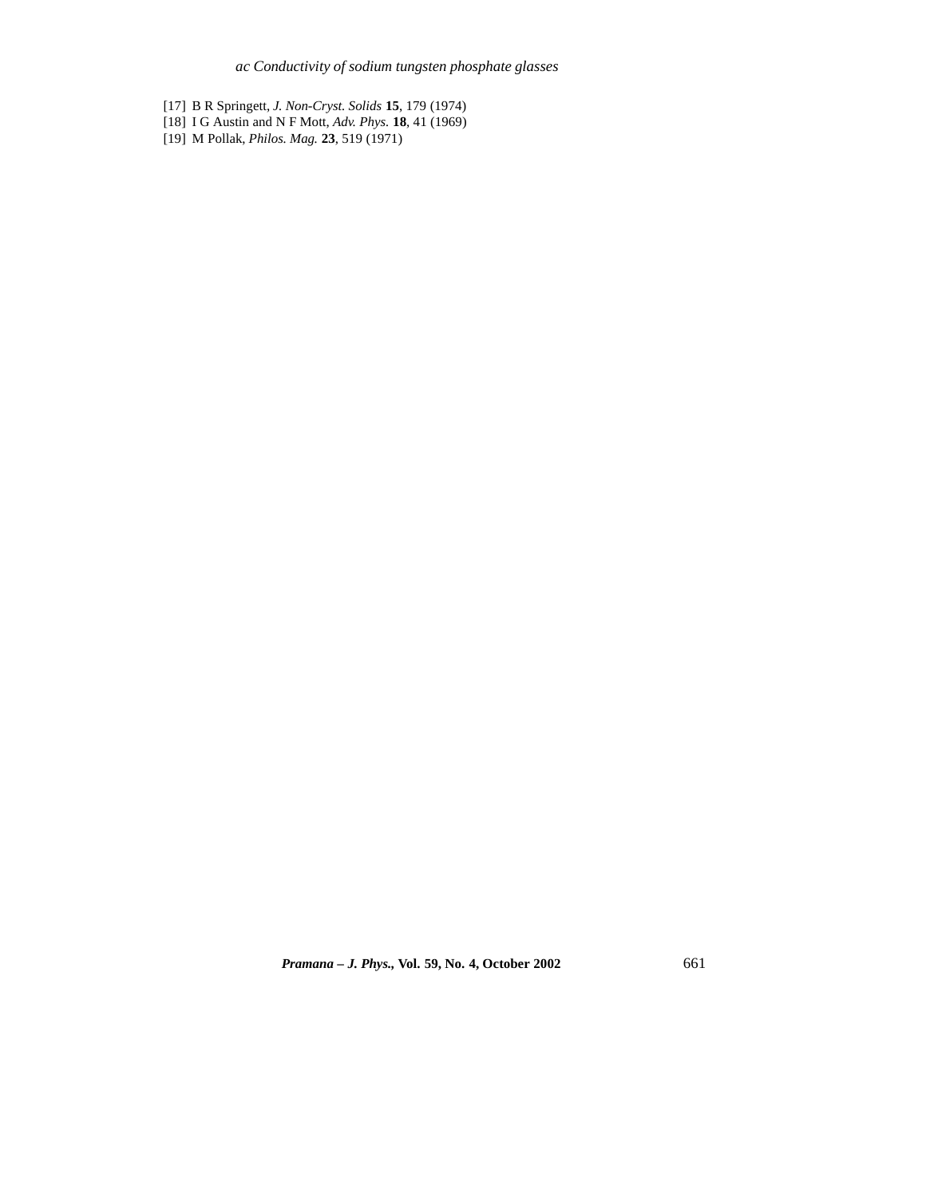[17] B R Springett, *J. Non-Cryst. Solids* **15**, 179 (1974)
[18] I G Austin and N F Mott, *Adv. Phys.* **18**, 41 (1969)
[19] M Pollak, *Philos. Mag.* **23**, 519 (1971)